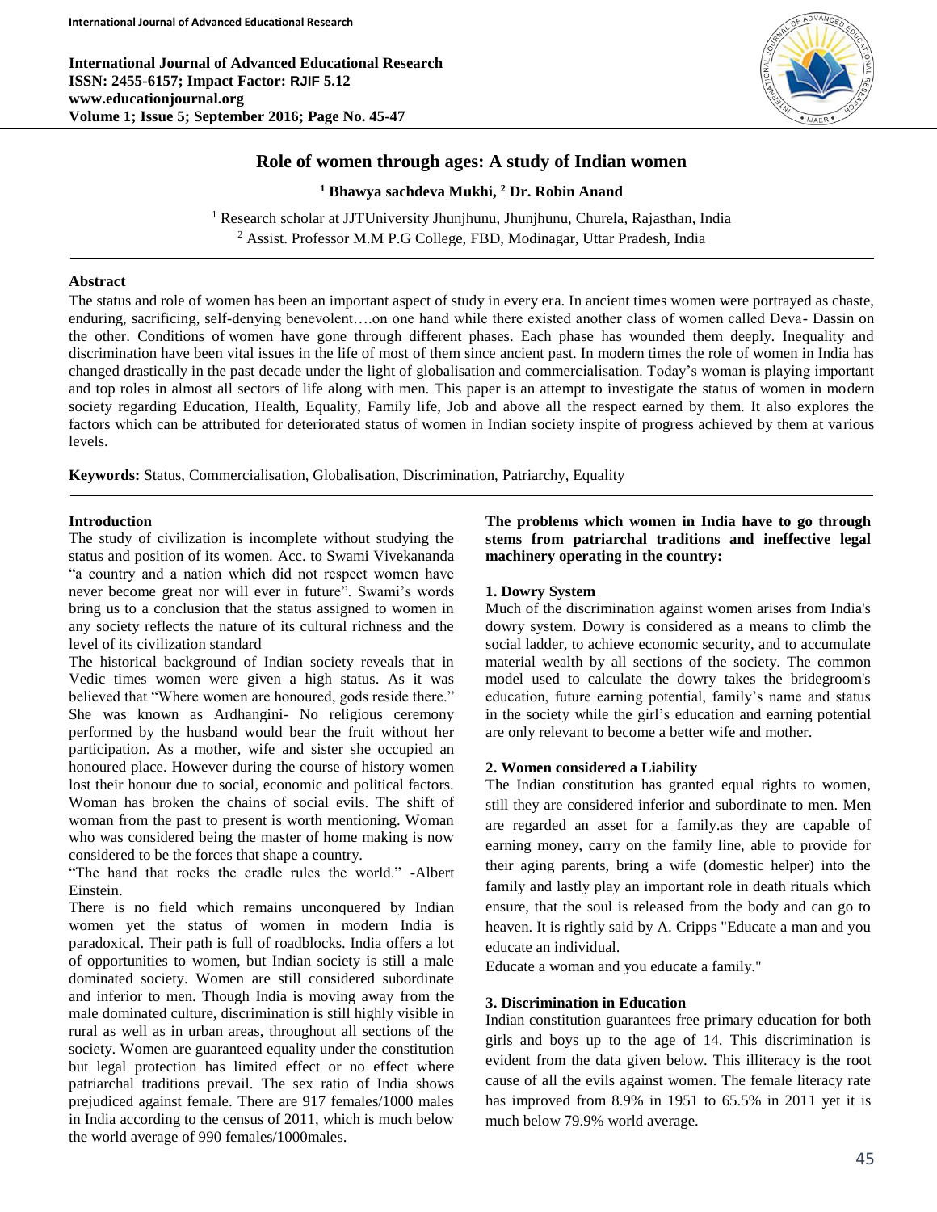# Role of women through ages: A study of Indian women

**[1] Bhawya sachdeva Mukhi, [2] Dr. Robin Anand**

[1] Research scholar at JJTUniversity Jhunjhunu, Jhunjhunu, Churela, Rajasthan, India
[2] Assist. Professor M.M P.G College, FBD, Modinagar, Uttar Pradesh, India

## Abstract

The status and role of women has been an important aspect of study in every era. In ancient times women were portrayed as chaste, enduring, sacrificing, self-denying benevolent….on one hand while there existed another class of women called Deva- Dassin on the other. Conditions of women have gone through different phases. Each phase has wounded them deeply. Inequality and discrimination have been vital issues in the life of most of them since ancient past. In modern times the role of women in India has changed drastically in the past decade under the light of globalisation and commercialisation. Today's woman is playing important and top roles in almost all sectors of life along with men. This paper is an attempt to investigate the status of women in modern society regarding Education, Health, Equality, Family life, Job and above all the respect earned by them. It also explores the factors which can be attributed for deteriorated status of women in Indian society inspite of progress achieved by them at various levels.

**Keywords:** Status, Commercialisation, Globalisation, Discrimination, Patriarchy, Equality

## Introduction

The study of civilization is incomplete without studying the status and position of its women. Acc. to Swami Vivekananda "a country and a nation which did not respect women have never become great nor will ever in future". Swami's words bring us to a conclusion that the status assigned to women in any society reflects the nature of its cultural richness and the level of its civilization standard

The historical background of Indian society reveals that in Vedic times women were given a high status. As it was believed that "Where women are honoured, gods reside there." She was known as Ardhangini- No religious ceremony performed by the husband would bear the fruit without her participation. As a mother, wife and sister she occupied an honoured place. However during the course of history women lost their honour due to social, economic and political factors. Woman has broken the chains of social evils. The shift of woman from the past to present is worth mentioning. Woman who was considered being the master of home making is now considered to be the forces that shape a country.

"The hand that rocks the cradle rules the world." -Albert Einstein.

There is no field which remains unconquered by Indian women yet the status of women in modern India is paradoxical. Their path is full of roadblocks. India offers a lot of opportunities to women, but Indian society is still a male dominated society. Women are still considered subordinate and inferior to men. Though India is moving away from the male dominated culture, discrimination is still highly visible in rural as well as in urban areas, throughout all sections of the society. Women are guaranteed equality under the constitution but legal protection has limited effect or no effect where patriarchal traditions prevail. The sex ratio of India shows prejudiced against female. There are 917 females/1000 males in India according to the census of 2011, which is much below the world average of 990 females/1000males.

**The problems which women in India have to go through stems from patriarchal traditions and ineffective legal machinery operating in the country:**

### 1. Dowry System

Much of the discrimination against women arises from India's dowry system. Dowry is considered as a means to climb the social ladder, to achieve economic security, and to accumulate material wealth by all sections of the society. The common model used to calculate the dowry takes the bridegroom's education, future earning potential, family's name and status in the society while the girl's education and earning potential are only relevant to become a better wife and mother.

### 2. Women considered a Liability

The Indian constitution has granted equal rights to women, still they are considered inferior and subordinate to men. Men are regarded an asset for a family.as they are capable of earning money, carry on the family line, able to provide for their aging parents, bring a wife (domestic helper) into the family and lastly play an important role in death rituals which ensure, that the soul is released from the body and can go to heaven. It is rightly said by A. Cripps "Educate a man and you educate an individual.

Educate a woman and you educate a family."

### 3. Discrimination in Education

Indian constitution guarantees free primary education for both girls and boys up to the age of 14. This discrimination is evident from the data given below. This illiteracy is the root cause of all the evils against women. The female literacy rate has improved from 8.9% in 1951 to 65.5% in 2011 yet it is much below 79.9% world average.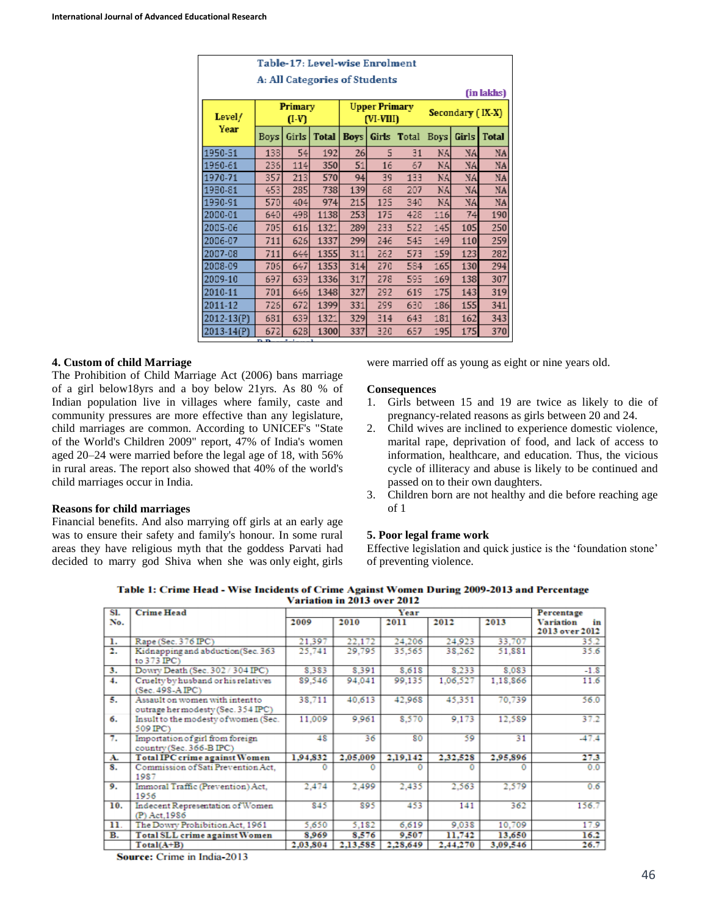Table-17: Level-wise Enrolment

A: All Categories of Students

(in lakhs)

| Level/ Year | Primary (I-V) | | | Upper Primary (VI-VIII) | | | Secondary (IX-X) | | |
|---|---|---|---|---|---|---|---|---|---|
| | Boys | Girls | Total | Boys | Girls | Total | Boys | Girls | Total |
| 1950-51 | 138 | 54 | 192 | 26 | 5 | 31 | NA | NA | NA |
| 1960-61 | 236 | 114 | 350 | 51 | 16 | 67 | NA | NA | NA |
| 1970-71 | 357 | 213 | 570 | 94 | 39 | 133 | NA | NA | NA |
| 1980-81 | 453 | 285 | 738 | 139 | 68 | 207 | NA | NA | NA |
| 1990-91 | 570 | 404 | 974 | 215 | 125 | 340 | NA | NA | NA |
| 2000-01 | 640 | 498 | 1138 | 253 | 175 | 428 | 116 | 74 | 190 |
| 2005-06 | 705 | 616 | 1321 | 289 | 233 | 522 | 145 | 105 | 250 |
| 2006-07 | 711 | 626 | 1337 | 299 | 246 | 545 | 149 | 110 | 259 |
| 2007-08 | 711 | 644 | 1355 | 311 | 262 | 573 | 159 | 123 | 282 |
| 2008-09 | 706 | 647 | 1353 | 314 | 270 | 584 | 165 | 130 | 294 |
| 2009-10 | 697 | 639 | 1336 | 317 | 278 | 595 | 169 | 138 | 307 |
| 2010-11 | 701 | 646 | 1348 | 327 | 292 | 619 | 175 | 143 | 319 |
| 2011-12 | 726 | 672 | 1399 | 331 | 299 | 630 | 186 | 155 | 341 |
| 2012-13(P) | 681 | 639 | 1321 | 329 | 314 | 643 | 181 | 162 | 343 |
| 2013-14(P) | 672 | 628 | 1300 | 337 | 320 | 657 | 195 | 175 | 370 |

### 4. Custom of child Marriage

The Prohibition of Child Marriage Act (2006) bans marriage of a girl below18yrs and a boy below 21yrs. As 80 % of Indian population live in villages where family, caste and community pressures are more effective than any legislature, child marriages are common. According to UNICEF's "State of the World's Children 2009" report, 47% of India's women aged 20–24 were married before the legal age of 18, with 56% in rural areas. The report also showed that 40% of the world's child marriages occur in India.

**Reasons for child marriages**

Financial benefits. And also marrying off girls at an early age was to ensure their safety and family's honour. In some rural areas they have religious myth that the goddess Parvati had decided to marry god Shiva when she was only eight, girls were married off as young as eight or nine years old.

**Consequences**

1. Girls between 15 and 19 are twice as likely to die of pregnancy-related reasons as girls between 20 and 24.
2. Child wives are inclined to experience domestic violence, marital rape, deprivation of food, and lack of access to information, healthcare, and education. Thus, the vicious cycle of illiteracy and abuse is likely to be continued and passed on to their own daughters.
3. Children born are not healthy and die before reaching age of 1

### 5. Poor legal frame work

Effective legislation and quick justice is the 'foundation stone' of preventing violence.

**Table 1: Crime Head - Wise Incidents of Crime Against Women During 2009-2013 and Percentage Variation in 2013 over 2012**

| Sl. No. | Crime Head | Year | | | | | Percentage Variation in 2013 over 2012 |
|---|---|---|---|---|---|---|---|
| | | 2009 | 2010 | 2011 | 2012 | 2013 | |
| 1. | Rape (Sec. 376 IPC) | 21,397 | 22,172 | 24,206 | 24,923 | 33,707 | 35.2 |
| 2. | Kidnapping and abduction(Sec. 363 to 373 IPC) | 25,741 | 29,795 | 35,565 | 38,262 | 51,881 | 35.6 |
| 3. | Dowry Death (Sec. 302 / 304 IPC) | 8,383 | 8,391 | 8,618 | 8,233 | 8,083 | -1.8 |
| 4. | Cruelty by husband or his relatives (Sec. 498-A IPC) | 89,546 | 94,041 | 99,135 | 1,06,527 | 1,18,866 | 11.6 |
| 5. | Assault on women with intent to outrage her modesty (Sec. 354 IPC) | 38,711 | 40,613 | 42,968 | 45,351 | 70,739 | 56.0 |
| 6. | Insult to the modesty of women (Sec. 509 IPC) | 11,009 | 9,961 | 8,570 | 9,173 | 12,589 | 37.2 |
| 7. | Importation of girl from foreign country (Sec. 366-B IPC) | 48 | 36 | 80 | 59 | 31 | -47.4 |
| **A.** | **Total IPC crime against Women** | **1,94,832** | **2,05,009** | **2,19,142** | **2,32,528** | **2,95,896** | **27.3** |
| 8. | Commission of Sati Prevention Act, 1987 | 0 | 0 | 0 | 0 | 0 | 0.0 |
| 9. | Immoral Traffic (Prevention) Act, 1956 | 2,474 | 2,499 | 2,435 | 2,563 | 2,579 | 0.6 |
| 10. | Indecent Representation of Women (P) Act,1986 | 845 | 895 | 453 | 141 | 362 | 156.7 |
| 11. | The Dowry Prohibition Act, 1961 | 5,650 | 5,182 | 6,619 | 9,038 | 10,709 | 17.9 |
| **B.** | **Total SLL crime against Women** | **8,969** | **8,576** | **9,507** | **11,742** | **13,650** | **16.2** |
| | **Total(A+B)** | **2,03,804** | **2,13,585** | **2,28,649** | **2,44,270** | **3,09,546** | **26.7** |

**Source:** Crime in India-2013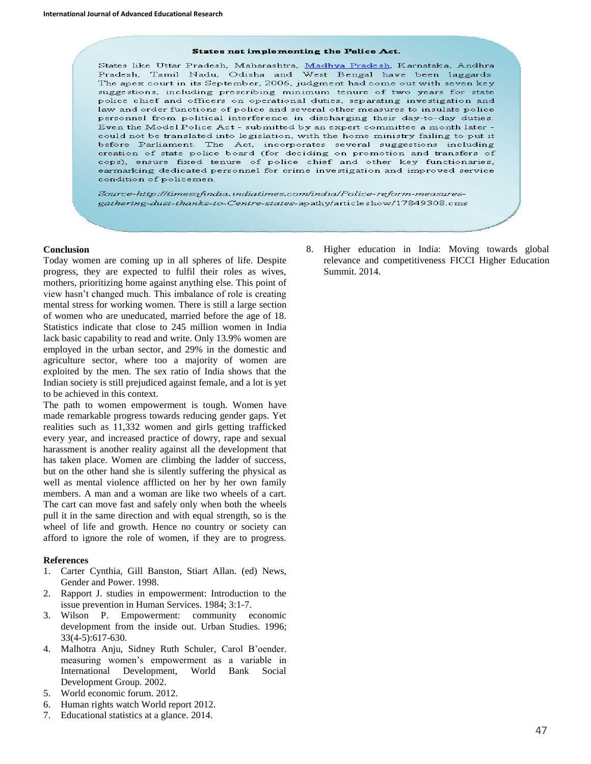**States not implementing the Police Act.**

States like Uttar Pradesh, Maharashtra, Madhya Pradesh, Karnataka, Andhra Pradesh, Tamil Nadu, Odisha and West Bengal have been laggards. The apex court in its September, 2006, judgment had come out with seven key suggestions, including prescribing minimum tenure of two years for state police chief and officers on operational duties, separating investigation and law and order functions of police and several other measures to insulate police personnel from political interference in discharging their day-to-day duties. Even the Model Police Act - submitted by an expert committee a month later - could not be translated into legislation, with the home ministry failing to put it before Parliament. The Act, incorporates several suggestions including creation of state police board (for deciding on promotion and transfers of cops), ensure fixed tenure of police chief and other key functionaries, earmarking dedicated personnel for crime investigation and improved service condition of policemen.

*Source-http://timesofindia.indiatimes.com/india/Police-reform-measures-gathering-dust-thanks-to-Centre-states-*apathy/articleshow/17849308.cms

**Conclusion**

Today women are coming up in all spheres of life. Despite progress, they are expected to fulfil their roles as wives, mothers, prioritizing home against anything else. This point of view hasn't changed much. This imbalance of role is creating mental stress for working women. There is still a large section of women who are uneducated, married before the age of 18. Statistics indicate that close to 245 million women in India lack basic capability to read and write. Only 13.9% women are employed in the urban sector, and 29% in the domestic and agriculture sector, where too a majority of women are exploited by the men. The sex ratio of India shows that the Indian society is still prejudiced against female, and a lot is yet to be achieved in this context.

The path to women empowerment is tough. Women have made remarkable progress towards reducing gender gaps. Yet realities such as 11,332 women and girls getting trafficked every year, and increased practice of dowry, rape and sexual harassment is another reality against all the development that has taken place. Women are climbing the ladder of success, but on the other hand she is silently suffering the physical as well as mental violence afflicted on her by her own family members. A man and a woman are like two wheels of a cart. The cart can move fast and safely only when both the wheels pull it in the same direction and with equal strength, so is the wheel of life and growth. Hence no country or society can afford to ignore the role of women, if they are to progress.

**References**

1. Carter Cynthia, Gill Banston, Stiart Allan. (ed) News, Gender and Power. 1998.
2. Rapport J. studies in empowerment: Introduction to the issue prevention in Human Services. 1984; 3:1-7.
3. Wilson P. Empowerment: community economic development from the inside out. Urban Studies. 1996; 33(4-5):617-630.
4. Malhotra Anju, Sidney Ruth Schuler, Carol B'oender. measuring women's empowerment as a variable in International Development, World Bank Social Development Group. 2002.
5. World economic forum. 2012.
6. Human rights watch World report 2012.
7. Educational statistics at a glance. 2014.
8. Higher education in India: Moving towards global relevance and competitiveness FICCI Higher Education Summit. 2014.